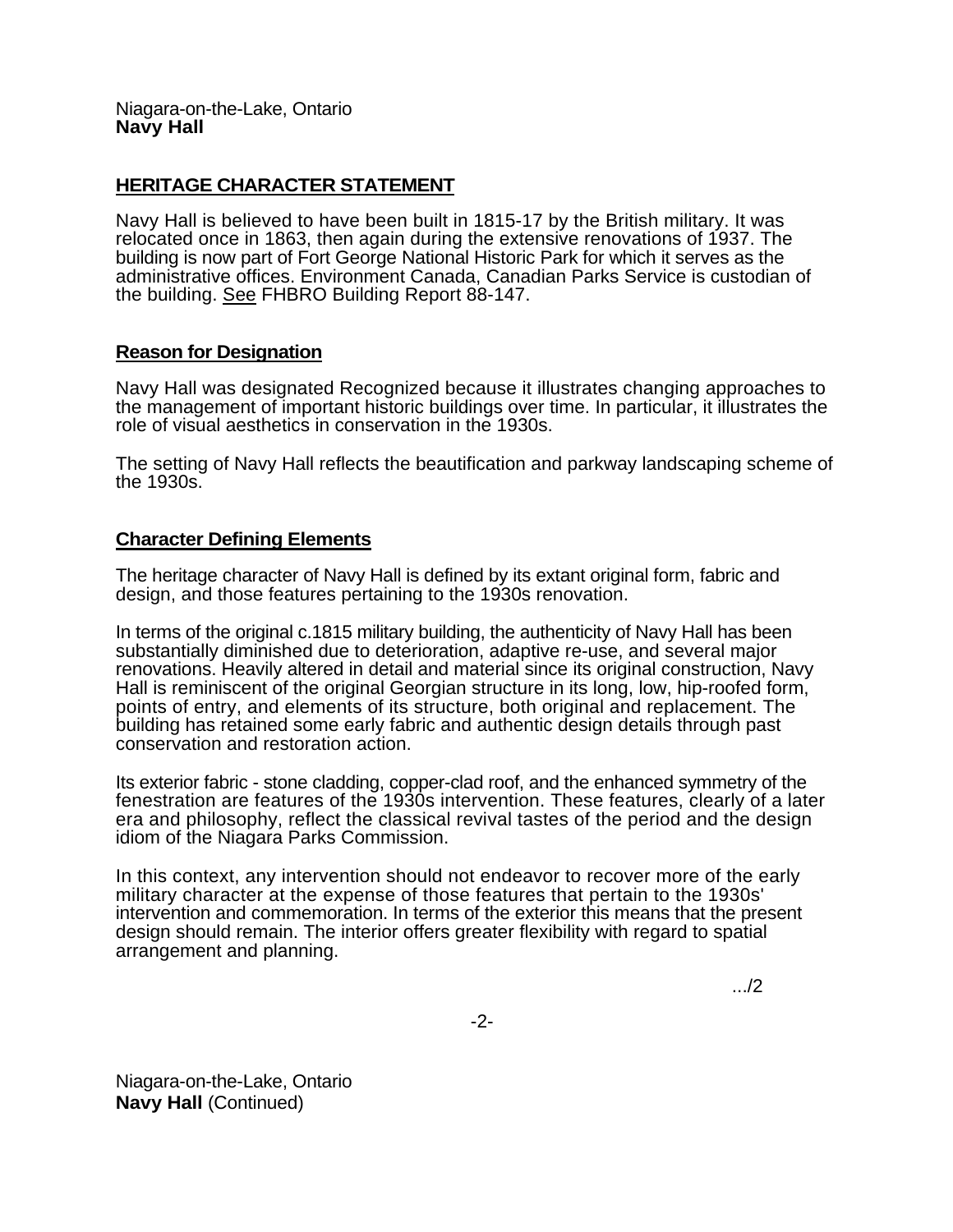Niagara-on-the-Lake, Ontario
**Navy Hall**

## HERITAGE CHARACTER STATEMENT

Navy Hall is believed to have been built in 1815-17 by the British military. It was relocated once in 1863, then again during the extensive renovations of 1937. The building is now part of Fort George National Historic Park for which it serves as the administrative offices. Environment Canada, Canadian Parks Service is custodian of the building. See FHBRO Building Report 88-147.

### Reason for Designation

Navy Hall was designated Recognized because it illustrates changing approaches to the management of important historic buildings over time. In particular, it illustrates the role of visual aesthetics in conservation in the 1930s.

The setting of Navy Hall reflects the beautification and parkway landscaping scheme of the 1930s.

### Character Defining Elements

The heritage character of Navy Hall is defined by its extant original form, fabric and design, and those features pertaining to the 1930s renovation.

In terms of the original c.1815 military building, the authenticity of Navy Hall has been substantially diminished due to deterioration, adaptive re-use, and several major renovations. Heavily altered in detail and material since its original construction, Navy Hall is reminiscent of the original Georgian structure in its long, low, hip-roofed form, points of entry, and elements of its structure, both original and replacement. The building has retained some early fabric and authentic design details through past conservation and restoration action.

Its exterior fabric - stone cladding, copper-clad roof, and the enhanced symmetry of the fenestration are features of the 1930s intervention. These features, clearly of a later era and philosophy, reflect the classical revival tastes of the period and the design idiom of the Niagara Parks Commission.

In this context, any intervention should not endeavor to recover more of the early military character at the expense of those features that pertain to the 1930s' intervention and commemoration. In terms of the exterior this means that the present design should remain. The interior offers greater flexibility with regard to spatial arrangement and planning.

.../2

Niagara-on-the-Lake, Ontario
**Navy Hall** (Continued)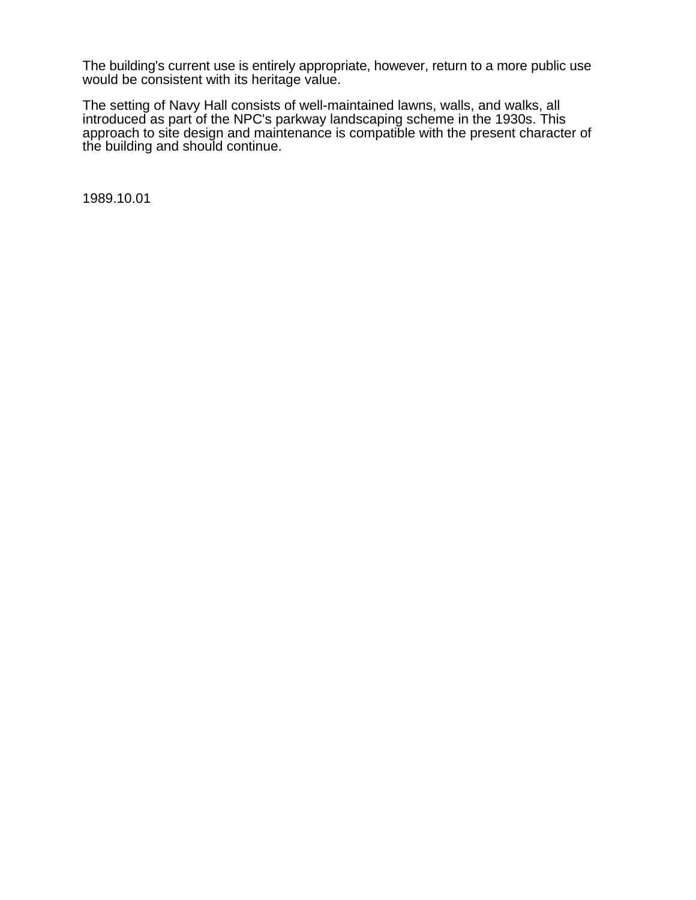The building's current use is entirely appropriate, however, return to a more public use would be consistent with its heritage value.

The setting of Navy Hall consists of well-maintained lawns, walls, and walks, all introduced as part of the NPC's parkway landscaping scheme in the 1930s. This approach to site design and maintenance is compatible with the present character of the building and should continue.

1989.10.01